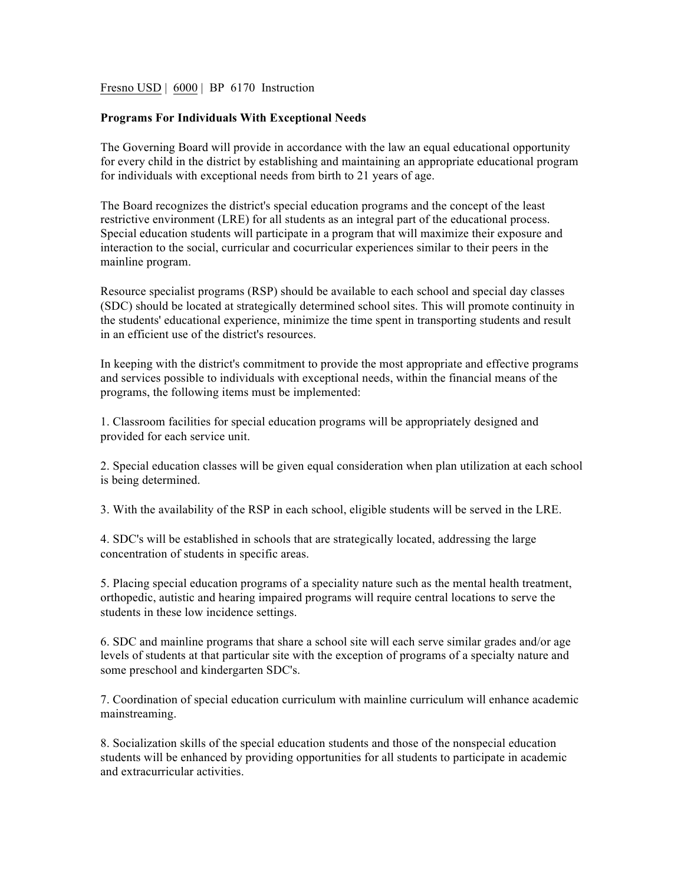Fresno USD | 6000 | BP 6170 Instruction

**Programs For Individuals With Exceptional Needs**

The Governing Board will provide in accordance with the law an equal educational opportunity for every child in the district by establishing and maintaining an appropriate educational program for individuals with exceptional needs from birth to 21 years of age.

The Board recognizes the district's special education programs and the concept of the least restrictive environment (LRE) for all students as an integral part of the educational process. Special education students will participate in a program that will maximize their exposure and interaction to the social, curricular and cocurricular experiences similar to their peers in the mainline program.

Resource specialist programs (RSP) should be available to each school and special day classes (SDC) should be located at strategically determined school sites. This will promote continuity in the students' educational experience, minimize the time spent in transporting students and result in an efficient use of the district's resources.

In keeping with the district's commitment to provide the most appropriate and effective programs and services possible to individuals with exceptional needs, within the financial means of the programs, the following items must be implemented:

1. Classroom facilities for special education programs will be appropriately designed and provided for each service unit.

2. Special education classes will be given equal consideration when plan utilization at each school is being determined.

3. With the availability of the RSP in each school, eligible students will be served in the LRE.

4. SDC's will be established in schools that are strategically located, addressing the large concentration of students in specific areas.

5. Placing special education programs of a speciality nature such as the mental health treatment, orthopedic, autistic and hearing impaired programs will require central locations to serve the students in these low incidence settings.

6. SDC and mainline programs that share a school site will each serve similar grades and/or age levels of students at that particular site with the exception of programs of a specialty nature and some preschool and kindergarten SDC's.

7. Coordination of special education curriculum with mainline curriculum will enhance academic mainstreaming.

8. Socialization skills of the special education students and those of the nonspecial education students will be enhanced by providing opportunities for all students to participate in academic and extracurricular activities.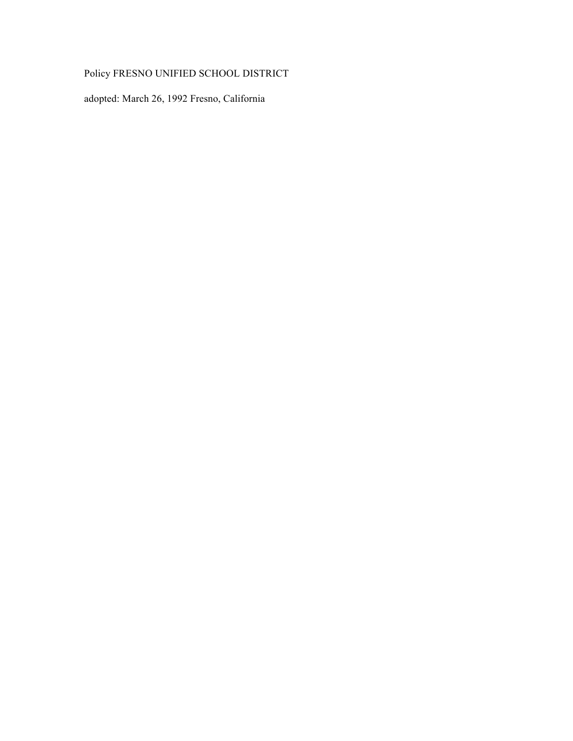Policy FRESNO UNIFIED SCHOOL DISTRICT

adopted: March 26, 1992 Fresno, California